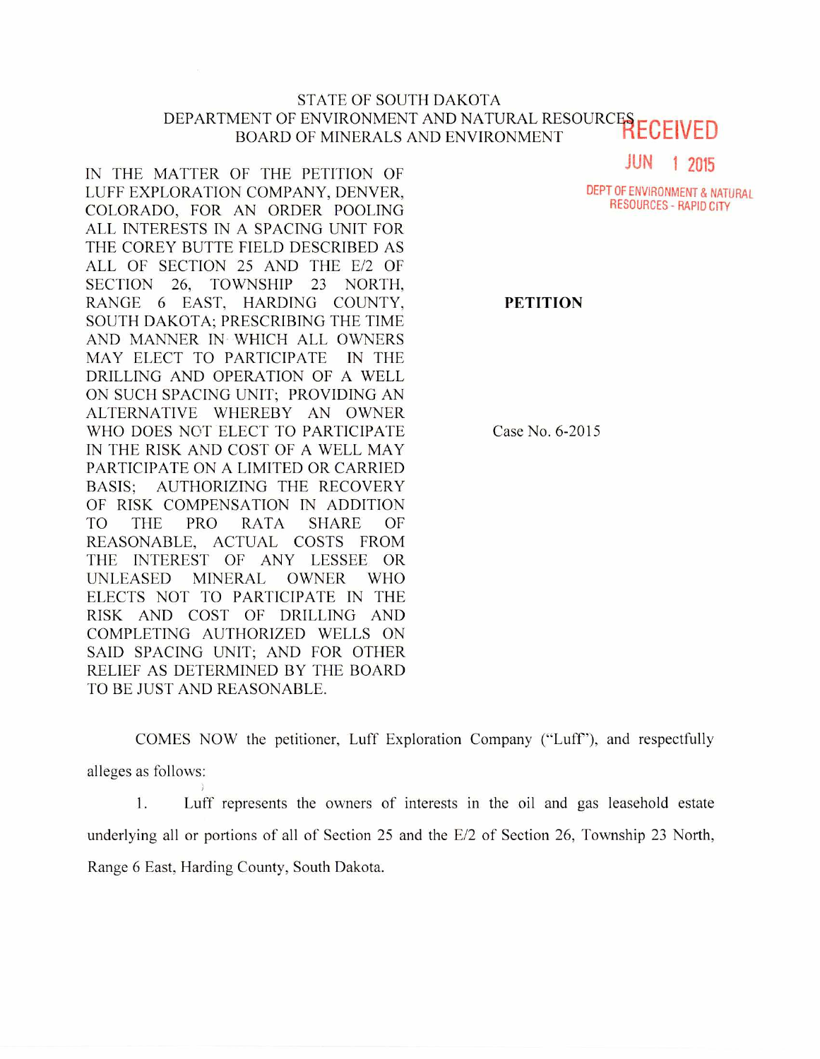STATE OF SOUTH DAKOTA
DEPARTMENT OF ENVIRONMENT AND NATURAL RESOURCES
BOARD OF MINERALS AND ENVIRONMENT

RECEIVED
JUN 1 2015
DEPT OF ENVIRONMENT & NATURAL RESOURCES - RAPID CITY

IN THE MATTER OF THE PETITION OF LUFF EXPLORATION COMPANY, DENVER, COLORADO, FOR AN ORDER POOLING ALL INTERESTS IN A SPACING UNIT FOR THE COREY BUTTE FIELD DESCRIBED AS ALL OF SECTION 25 AND THE E/2 OF SECTION 26, TOWNSHIP 23 NORTH, RANGE 6 EAST, HARDING COUNTY, SOUTH DAKOTA; PRESCRIBING THE TIME AND MANNER IN WHICH ALL OWNERS MAY ELECT TO PARTICIPATE IN THE DRILLING AND OPERATION OF A WELL ON SUCH SPACING UNIT; PROVIDING AN ALTERNATIVE WHEREBY AN OWNER WHO DOES NOT ELECT TO PARTICIPATE IN THE RISK AND COST OF A WELL MAY PARTICIPATE ON A LIMITED OR CARRIED BASIS; AUTHORIZING THE RECOVERY OF RISK COMPENSATION IN ADDITION TO THE PRO RATA SHARE OF REASONABLE, ACTUAL COSTS FROM THE INTEREST OF ANY LESSEE OR UNLEASED MINERAL OWNER WHO ELECTS NOT TO PARTICIPATE IN THE RISK AND COST OF DRILLING AND COMPLETING AUTHORIZED WELLS ON SAID SPACING UNIT; AND FOR OTHER RELIEF AS DETERMINED BY THE BOARD TO BE JUST AND REASONABLE.

**PETITION**

Case No. 6-2015

COMES NOW the petitioner, Luff Exploration Company ("Luff"), and respectfully alleges as follows:

1. Luff represents the owners of interests in the oil and gas leasehold estate underlying all or portions of all of Section 25 and the E/2 of Section 26, Township 23 North, Range 6 East, Harding County, South Dakota.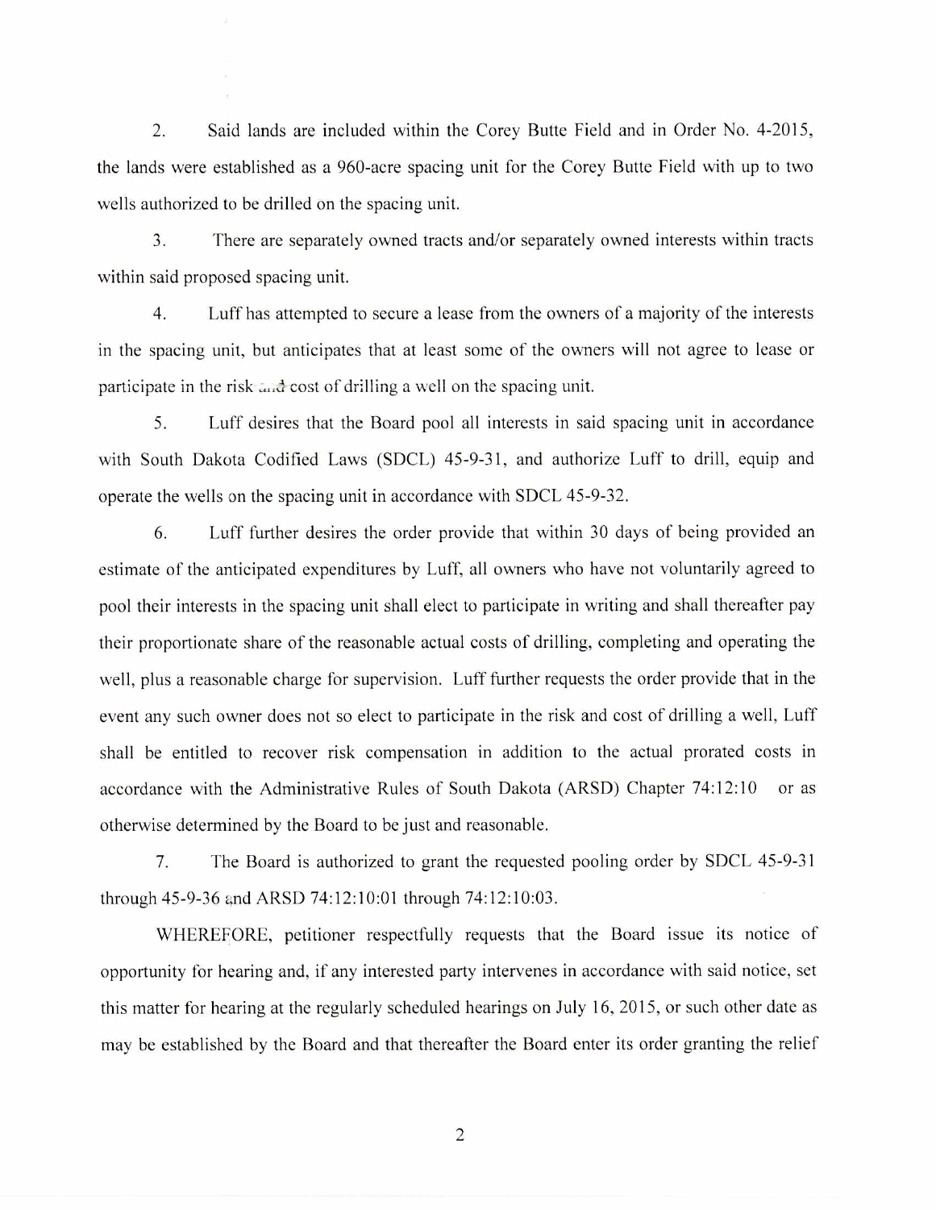2. Said lands are included within the Corey Butte Field and in Order No. 4-2015, the lands were established as a 960-acre spacing unit for the Corey Butte Field with up to two wells authorized to be drilled on the spacing unit.

3. There are separately owned tracts and/or separately owned interests within tracts within said proposed spacing unit.

4. Luff has attempted to secure a lease from the owners of a majority of the interests in the spacing unit, but anticipates that at least some of the owners will not agree to lease or participate in the risk and cost of drilling a well on the spacing unit.

5. Luff desires that the Board pool all interests in said spacing unit in accordance with South Dakota Codified Laws (SDCL) 45-9-31, and authorize Luff to drill, equip and operate the wells on the spacing unit in accordance with SDCL 45-9-32.

6. Luff further desires the order provide that within 30 days of being provided an estimate of the anticipated expenditures by Luff, all owners who have not voluntarily agreed to pool their interests in the spacing unit shall elect to participate in writing and shall thereafter pay their proportionate share of the reasonable actual costs of drilling, completing and operating the well, plus a reasonable charge for supervision. Luff further requests the order provide that in the event any such owner does not so elect to participate in the risk and cost of drilling a well, Luff shall be entitled to recover risk compensation in addition to the actual prorated costs in accordance with the Administrative Rules of South Dakota (ARSD) Chapter 74:12:10 or as otherwise determined by the Board to be just and reasonable.

7. The Board is authorized to grant the requested pooling order by SDCL 45-9-31 through 45-9-36 and ARSD 74:12:10:01 through 74:12:10:03.

WHEREFORE, petitioner respectfully requests that the Board issue its notice of opportunity for hearing and, if any interested party intervenes in accordance with said notice, set this matter for hearing at the regularly scheduled hearings on July 16, 2015, or such other date as may be established by the Board and that thereafter the Board enter its order granting the relief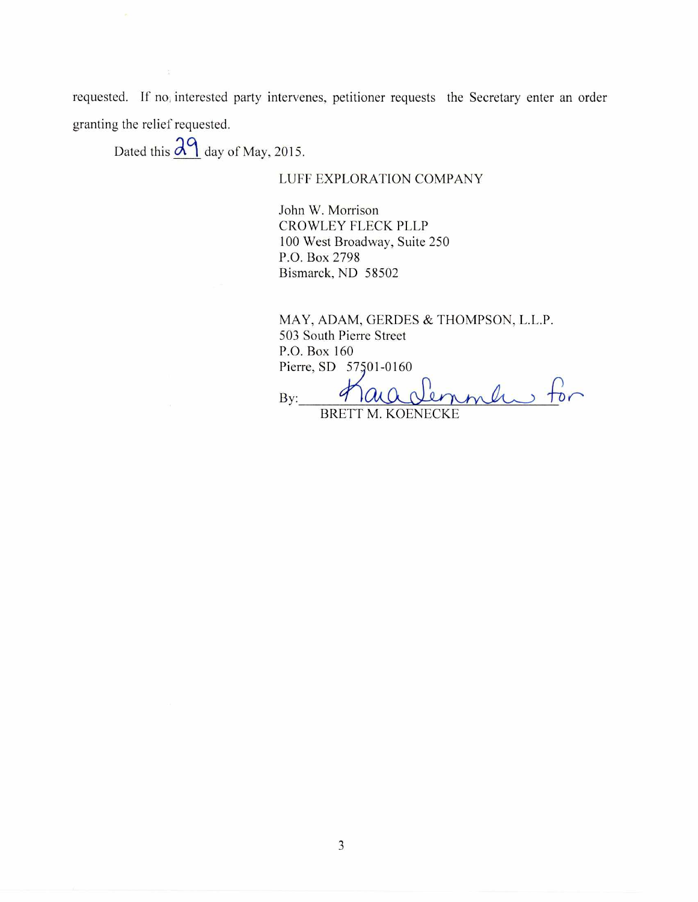requested. If no interested party intervenes, petitioner requests the Secretary enter an order granting the relief requested.

Dated this 29 day of May, 2015.

LUFF EXPLORATION COMPANY

John W. Morrison
CROWLEY FLECK PLLP
100 West Broadway, Suite 250
P.O. Box 2798
Bismarck, ND 58502

MAY, ADAM, GERDES & THOMPSON, L.L.P.
503 South Pierre Street
P.O. Box 160
Pierre, SD 57501-0160

By: Kara Semmler for
BRETT M. KOENECKE